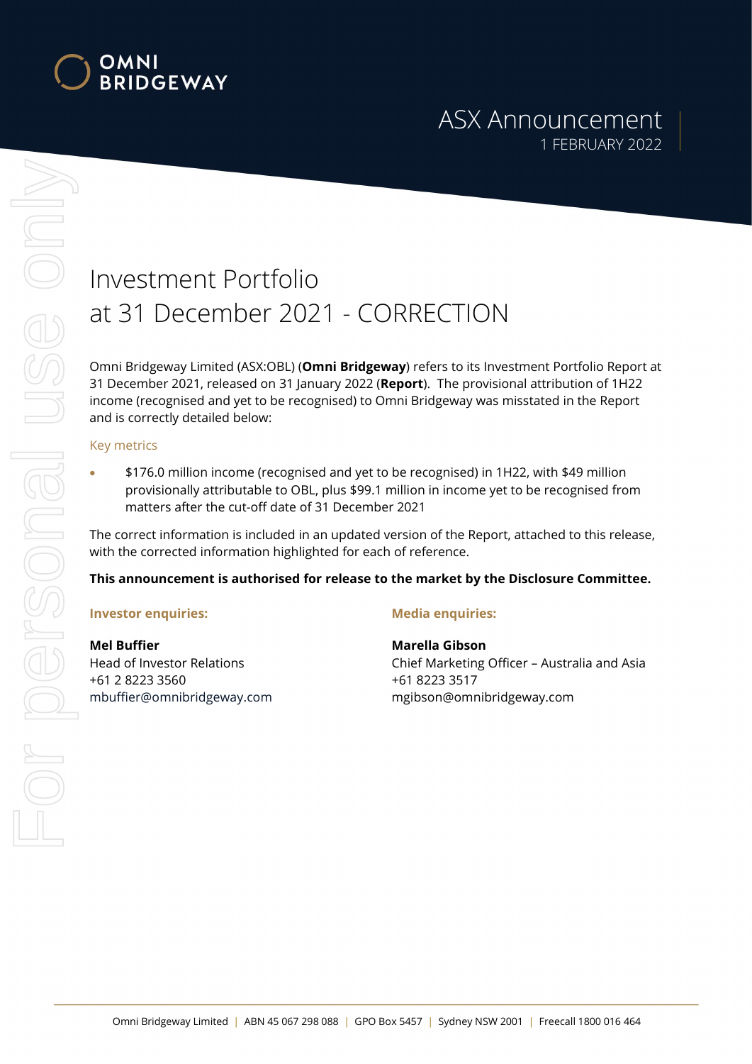# ASX Announcement

1 FEBRUARY 2022

# Investment Portfolio at 31 December 2021 - CORRECTION

Omni Bridgeway Limited (ASX:OBL) (**Omni Bridgeway**) refers to its Investment Portfolio Report at 31 December 2021, released on 31 January 2022 (**Report**). The provisional attribution of 1H22 income (recognised and yet to be recognised) to Omni Bridgeway was misstated in the Report and is correctly detailed below:

## Key metrics

- $176.0 million income (recognised and yet to be recognised) in 1H22, with $49 million provisionally attributable to OBL, plus $99.1 million in income yet to be recognised from matters after the cut-off date of 31 December 2021

The correct information is included in an updated version of the Report, attached to this release, with the corrected information highlighted for each of reference.

**This announcement is authorised for release to the market by the Disclosure Committee.**

**Investor enquiries:**

**Mel Buffier**
Head of Investor Relations
+61 2 8223 3560
mbuffier@omnibridgeway.com

**Media enquiries:**

**Marella Gibson**
Chief Marketing Officer – Australia and Asia
+61 8223 3517
mgibson@omnibridgeway.com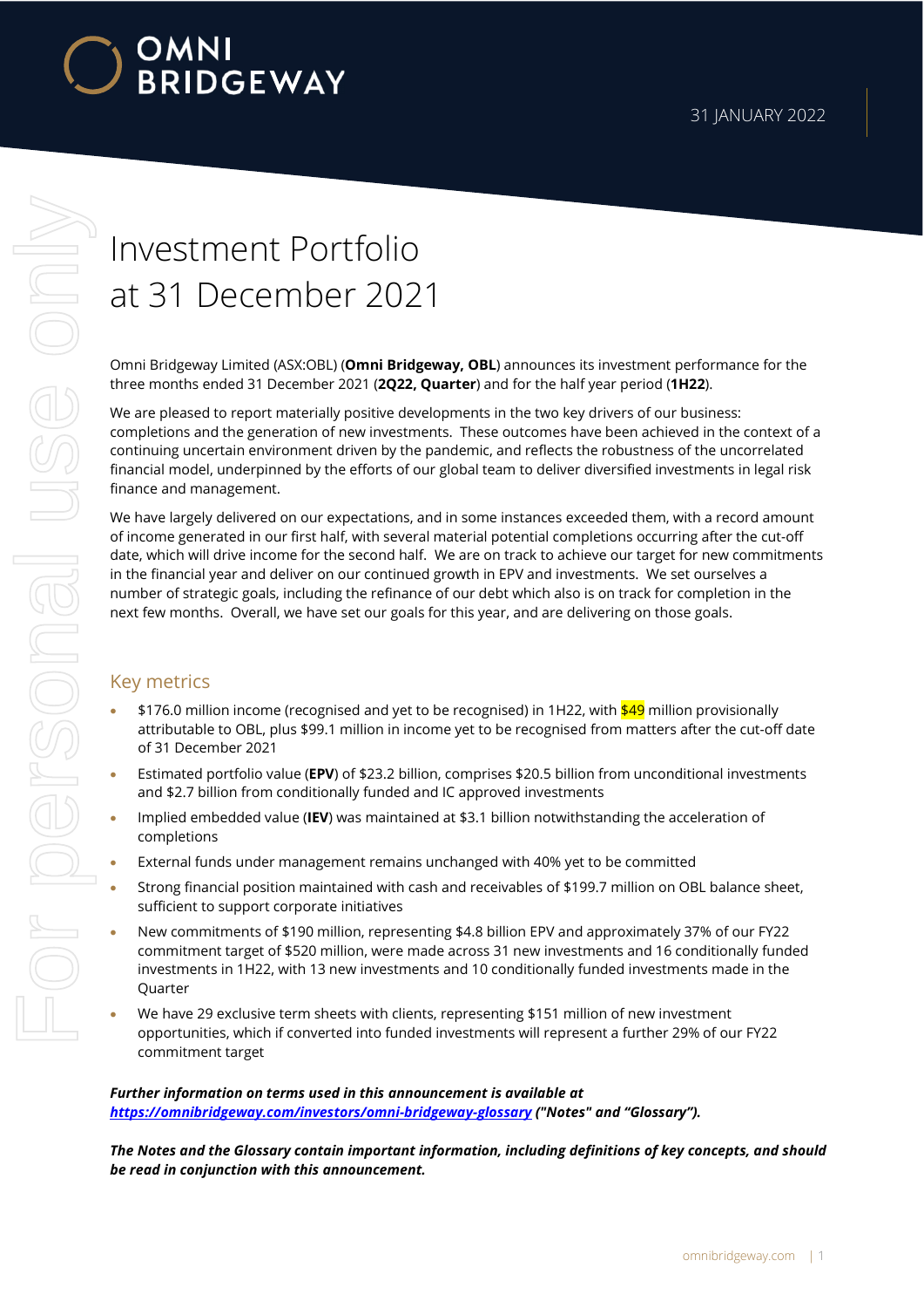# Investment Portfolio at 31 December 2021

31 JANUARY 2022

Omni Bridgeway Limited (ASX:OBL) (**Omni Bridgeway, OBL**) announces its investment performance for the three months ended 31 December 2021 (**2Q22, Quarter**) and for the half year period (**1H22**).

We are pleased to report materially positive developments in the two key drivers of our business: completions and the generation of new investments. These outcomes have been achieved in the context of a continuing uncertain environment driven by the pandemic, and reflects the robustness of the uncorrelated financial model, underpinned by the efforts of our global team to deliver diversified investments in legal risk finance and management.

We have largely delivered on our expectations, and in some instances exceeded them, with a record amount of income generated in our first half, with several material potential completions occurring after the cut-off date, which will drive income for the second half. We are on track to achieve our target for new commitments in the financial year and deliver on our continued growth in EPV and investments. We set ourselves a number of strategic goals, including the refinance of our debt which also is on track for completion in the next few months. Overall, we have set our goals for this year, and are delivering on those goals.

## Key metrics

- $176.0 million income (recognised and yet to be recognised) in 1H22, with $49 million provisionally attributable to OBL, plus $99.1 million in income yet to be recognised from matters after the cut-off date of 31 December 2021
- Estimated portfolio value (**EPV**) of $23.2 billion, comprises $20.5 billion from unconditional investments and $2.7 billion from conditionally funded and IC approved investments
- Implied embedded value (**IEV**) was maintained at $3.1 billion notwithstanding the acceleration of completions
- External funds under management remains unchanged with 40% yet to be committed
- Strong financial position maintained with cash and receivables of $199.7 million on OBL balance sheet, sufficient to support corporate initiatives
- New commitments of $190 million, representing $4.8 billion EPV and approximately 37% of our FY22 commitment target of $520 million, were made across 31 new investments and 16 conditionally funded investments in 1H22, with 13 new investments and 10 conditionally funded investments made in the Quarter
- We have 29 exclusive term sheets with clients, representing $151 million of new investment opportunities, which if converted into funded investments will represent a further 29% of our FY22 commitment target

***Further information on terms used in this announcement is available at https://omnibridgeway.com/investors/omni-bridgeway-glossary ("Notes" and "Glossary").***

***The Notes and the Glossary contain important information, including definitions of key concepts, and should be read in conjunction with this announcement.***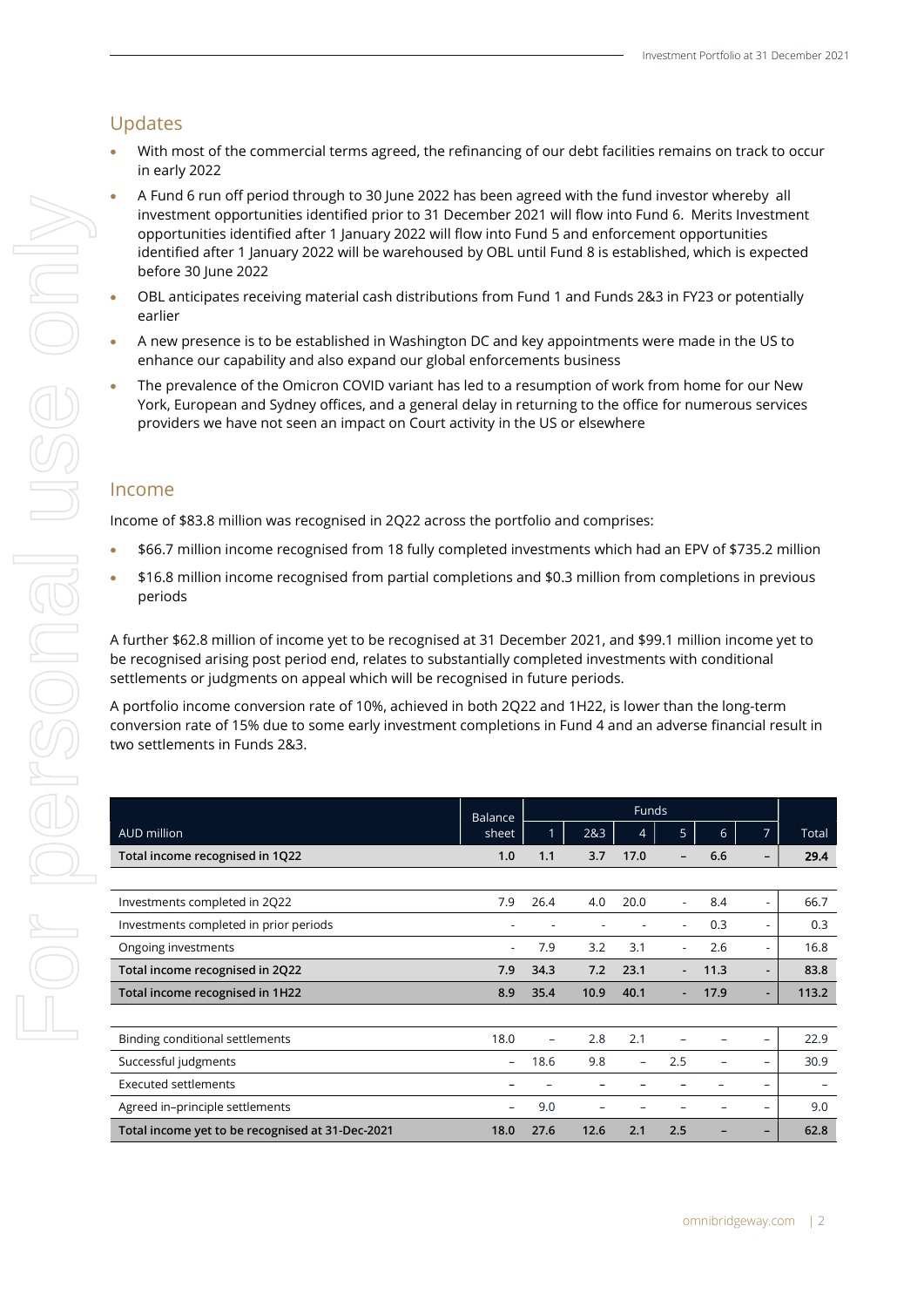## Updates

- With most of the commercial terms agreed, the refinancing of our debt facilities remains on track to occur in early 2022
- A Fund 6 run off period through to 30 June 2022 has been agreed with the fund investor whereby all investment opportunities identified prior to 31 December 2021 will flow into Fund 6. Merits Investment opportunities identified after 1 January 2022 will flow into Fund 5 and enforcement opportunities identified after 1 January 2022 will be warehoused by OBL until Fund 8 is established, which is expected before 30 June 2022
- OBL anticipates receiving material cash distributions from Fund 1 and Funds 2&3 in FY23 or potentially earlier
- A new presence is to be established in Washington DC and key appointments were made in the US to enhance our capability and also expand our global enforcements business
- The prevalence of the Omicron COVID variant has led to a resumption of work from home for our New York, European and Sydney offices, and a general delay in returning to the office for numerous services providers we have not seen an impact on Court activity in the US or elsewhere

## Income

Income of $83.8 million was recognised in 2Q22 across the portfolio and comprises:

- $66.7 million income recognised from 18 fully completed investments which had an EPV of $735.2 million
- $16.8 million income recognised from partial completions and $0.3 million from completions in previous periods

A further $62.8 million of income yet to be recognised at 31 December 2021, and $99.1 million income yet to be recognised arising post period end, relates to substantially completed investments with conditional settlements or judgments on appeal which will be recognised in future periods.

A portfolio income conversion rate of 10%, achieved in both 2Q22 and 1H22, is lower than the long-term conversion rate of 15% due to some early investment completions in Fund 4 and an adverse financial result in two settlements in Funds 2&3.

| AUD million | Balance sheet | Funds 1 | 2&3 | 4 | 5 | 6 | 7 | Total |
|---|---|---|---|---|---|---|---|---|
| **Total income recognised in 1Q22** | **1.0** | **1.1** | **3.7** | **17.0** | **–** | **6.6** | **–** | **29.4** |
| | | | | | | | | |
| Investments completed in 2Q22 | 7.9 | 26.4 | 4.0 | 20.0 | - | 8.4 | - | 66.7 |
| Investments completed in prior periods | - | - | - | - | - | 0.3 | - | 0.3 |
| Ongoing investments | - | 7.9 | 3.2 | 3.1 | - | 2.6 | - | 16.8 |
| **Total income recognised in 2Q22** | **7.9** | **34.3** | **7.2** | **23.1** | **-** | **11.3** | **-** | **83.8** |
| **Total income recognised in 1H22** | **8.9** | **35.4** | **10.9** | **40.1** | **-** | **17.9** | **-** | **113.2** |
| | | | | | | | | |
| Binding conditional settlements | 18.0 | – | 2.8 | 2.1 | – | – | – | 22.9 |
| Successful judgments | – | 18.6 | 9.8 | – | 2.5 | – | – | 30.9 |
| Executed settlements | – | – | – | – | – | – | – | – |
| Agreed in–principle settlements | – | 9.0 | – | – | – | – | – | 9.0 |
| **Total income yet to be recognised at 31-Dec-2021** | **18.0** | **27.6** | **12.6** | **2.1** | **2.5** | **–** | **–** | **62.8** |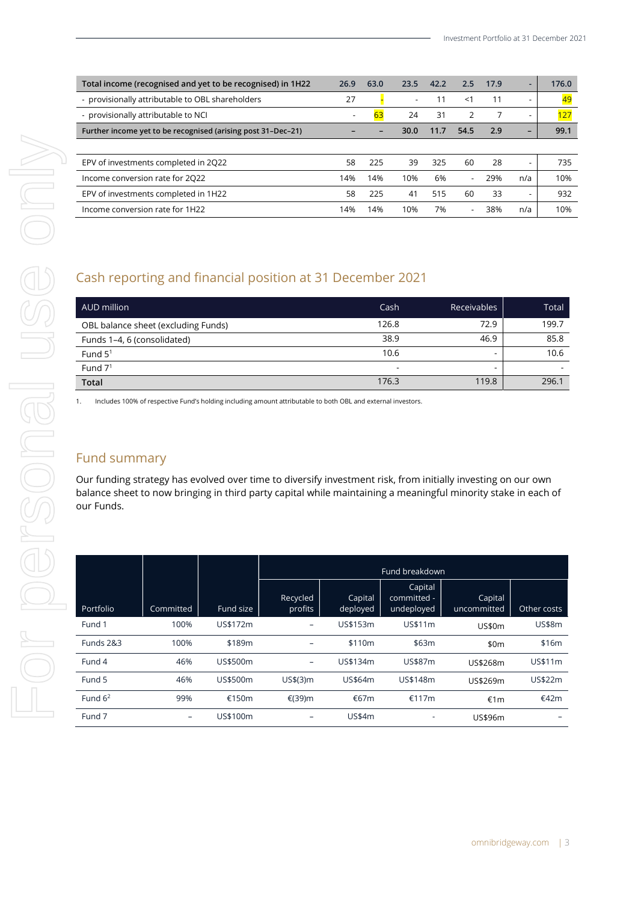| Total income (recognised and yet to be recognised) in 1H22 | 26.9 | 63.0 | 23.5 | 42.2 | 2.5 | 17.9 | - | 176.0 |
|---|---|---|---|---|---|---|---|---|
| - provisionally attributable to OBL shareholders | 27 | - | - | 11 | <1 | 11 | - | 49 |
| - provisionally attributable to NCI | - | 63 | 24 | 31 | 2 | 7 | - | 127 |
| Further income yet to be recognised (arising post 31-Dec-21) | – | – | 30.0 | 11.7 | 54.5 | 2.9 | – | 99.1 |
| | | | | | | | | |
| EPV of investments completed in 2Q22 | 58 | 225 | 39 | 325 | 60 | 28 | - | 735 |
| Income conversion rate for 2Q22 | 14% | 14% | 10% | 6% | - | 29% | n/a | 10% |
| EPV of investments completed in 1H22 | 58 | 225 | 41 | 515 | 60 | 33 | - | 932 |
| Income conversion rate for 1H22 | 14% | 14% | 10% | 7% | - | 38% | n/a | 10% |

## Cash reporting and financial position at 31 December 2021

| AUD million | Cash | Receivables | Total |
|---|---|---|---|
| OBL balance sheet (excluding Funds) | 126.8 | 72.9 | 199.7 |
| Funds 1–4, 6 (consolidated) | 38.9 | 46.9 | 85.8 |
| Fund 5[1] | 10.6 | - | 10.6 |
| Fund 7[1] | - | - | - |
| **Total** | 176.3 | 119.8 | 296.1 |

1. Includes 100% of respective Fund's holding including amount attributable to both OBL and external investors.

## Fund summary

Our funding strategy has evolved over time to diversify investment risk, from initially investing on our own balance sheet to now bringing in third party capital while maintaining a meaningful minority stake in each of our Funds.

| | | | Fund breakdown | | | | |
|---|---|---|---|---|---|---|---|
| Portfolio | Committed | Fund size | Recycled profits | Capital deployed | Capital committed - undeployed | Capital uncommitted | Other costs |
| Fund 1 | 100% | US$172m | – | US$153m | US$11m | US$0m | US$8m |
| Funds 2&3 | 100% | $189m | – | $110m | $63m | $0m | $16m |
| Fund 4 | 46% | US$500m | – | US$134m | US$87m | US$268m | US$11m |
| Fund 5 | 46% | US$500m | US$(3)m | US$64m | US$148m | US$269m | US$22m |
| Fund 6[2] | 99% | €150m | €(39)m | €67m | €117m | €1m | €42m |
| Fund 7 | – | US$100m | – | US$4m | - | US$96m | – |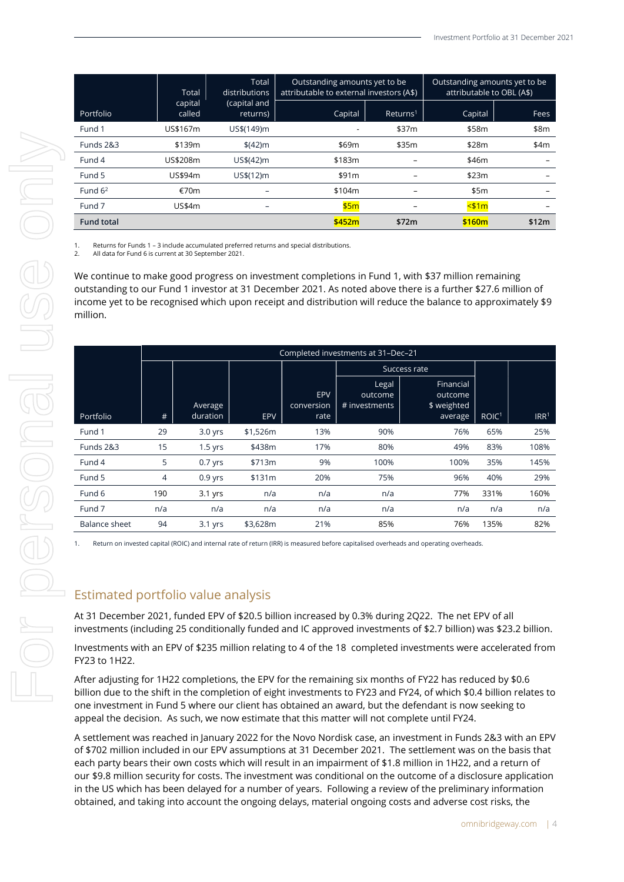| Portfolio | Total capital called | Total distributions (capital and returns) | Outstanding amounts yet to be attributable to external investors (A$) | | Outstanding amounts yet to be attributable to OBL (A$) | |
|---|---|---|---|---|---|---|
| | | | Capital | Returns[1] | Capital | Fees |
| Fund 1 | US$167m | US$(149)m | - | $37m | $58m | $8m |
| Funds 2&3 | $139m | $(42)m | $69m | $35m | $28m | $4m |
| Fund 4 | US$208m | US$(42)m | $183m | – | $46m | – |
| Fund 5 | US$94m | US$(12)m | $91m | – | $23m | – |
| Fund 6[2] | €70m | – | $104m | – | $5m | – |
| Fund 7 | US$4m | – | $5m | – | <$1m | – |
| **Fund total** | | | **$452m** | **$72m** | **$160m** | **$12m** |

1. Returns for Funds 1 – 3 include accumulated preferred returns and special distributions.
2. All data for Fund 6 is current at 30 September 2021.

We continue to make good progress on investment completions in Fund 1, with $37 million remaining outstanding to our Fund 1 investor at 31 December 2021. As noted above there is a further $27.6 million of income yet to be recognised which upon receipt and distribution will reduce the balance to approximately $9 million.

| Portfolio | Completed investments at 31–Dec–21 | | | | | | | |
|---|---|---|---|---|---|---|---|---|
| | | | | | Success rate | | | |
| | # | Average duration | EPV | EPV conversion rate | Legal outcome # investments | Financial outcome $ weighted average | ROIC[1] | IRR[1] |
| Fund 1 | 29 | 3.0 yrs | $1,526m | 13% | 90% | 76% | 65% | 25% |
| Funds 2&3 | 15 | 1.5 yrs | $438m | 17% | 80% | 49% | 83% | 108% |
| Fund 4 | 5 | 0.7 yrs | $713m | 9% | 100% | 100% | 35% | 145% |
| Fund 5 | 4 | 0.9 yrs | $131m | 20% | 75% | 96% | 40% | 29% |
| Fund 6 | 190 | 3.1 yrs | n/a | n/a | n/a | 77% | 331% | 160% |
| Fund 7 | n/a | n/a | n/a | n/a | n/a | n/a | n/a | n/a |
| Balance sheet | 94 | 3.1 yrs | $3,628m | 21% | 85% | 76% | 135% | 82% |

1. Return on invested capital (ROIC) and internal rate of return (IRR) is measured before capitalised overheads and operating overheads.

## Estimated portfolio value analysis

At 31 December 2021, funded EPV of $20.5 billion increased by 0.3% during 2Q22. The net EPV of all investments (including 25 conditionally funded and IC approved investments of $2.7 billion) was $23.2 billion.

Investments with an EPV of $235 million relating to 4 of the 18 completed investments were accelerated from FY23 to 1H22.

After adjusting for 1H22 completions, the EPV for the remaining six months of FY22 has reduced by $0.6 billion due to the shift in the completion of eight investments to FY23 and FY24, of which $0.4 billion relates to one investment in Fund 5 where our client has obtained an award, but the defendant is now seeking to appeal the decision. As such, we now estimate that this matter will not complete until FY24.

A settlement was reached in January 2022 for the Novo Nordisk case, an investment in Funds 2&3 with an EPV of $702 million included in our EPV assumptions at 31 December 2021. The settlement was on the basis that each party bears their own costs which will result in an impairment of $1.8 million in 1H22, and a return of our $9.8 million security for costs. The investment was conditional on the outcome of a disclosure application in the US which has been delayed for a number of years. Following a review of the preliminary information obtained, and taking into account the ongoing delays, material ongoing costs and adverse cost risks, the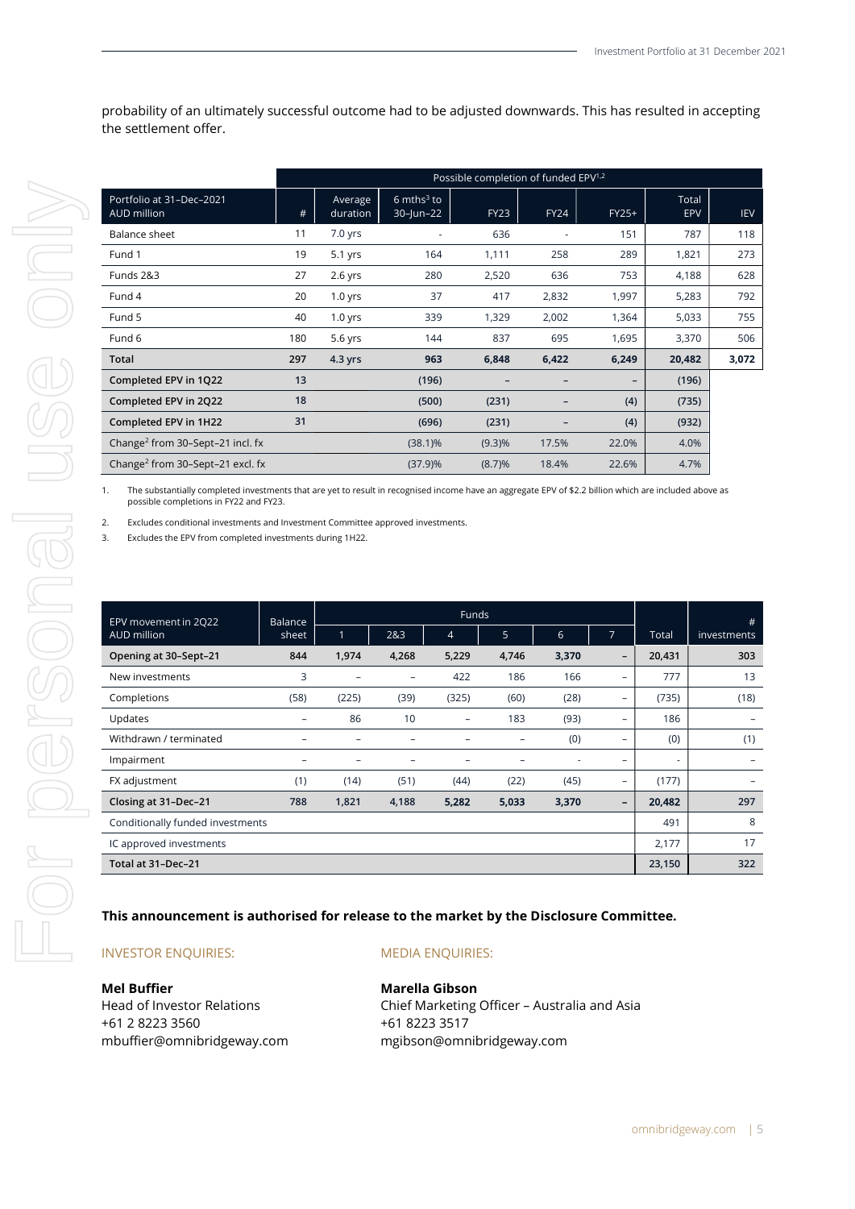probability of an ultimately successful outcome had to be adjusted downwards. This has resulted in accepting the settlement offer.

| Portfolio at 31–Dec–2021 AUD million | # | Average duration | Possible completion of funded EPV[1,2] 6 mths[3] to 30–Jun–22 | FY23 | FY24 | FY25+ | Total EPV | IEV |
|---|---|---|---|---|---|---|---|---|
| Balance sheet | 11 | 7.0 yrs | - | 636 | - | 151 | 787 | 118 |
| Fund 1 | 19 | 5.1 yrs | 164 | 1,111 | 258 | 289 | 1,821 | 273 |
| Funds 2&3 | 27 | 2.6 yrs | 280 | 2,520 | 636 | 753 | 4,188 | 628 |
| Fund 4 | 20 | 1.0 yrs | 37 | 417 | 2,832 | 1,997 | 5,283 | 792 |
| Fund 5 | 40 | 1.0 yrs | 339 | 1,329 | 2,002 | 1,364 | 5,033 | 755 |
| Fund 6 | 180 | 5.6 yrs | 144 | 837 | 695 | 1,695 | 3,370 | 506 |
| **Total** | **297** | **4.3 yrs** | **963** | **6,848** | **6,422** | **6,249** | **20,482** | **3,072** |
| **Completed EPV in 1Q22** | **13** | | **(196)** | **–** | **–** | **–** | **(196)** | |
| **Completed EPV in 2Q22** | **18** | | **(500)** | **(231)** | **–** | **(4)** | **(735)** | |
| **Completed EPV in 1H22** | **31** | | **(696)** | **(231)** | **–** | **(4)** | **(932)** | |
| Change[2] from 30–Sept–21 incl. fx | | | (38.1)% | (9.3)% | 17.5% | 22.0% | 4.0% | |
| Change[2] from 30–Sept–21 excl. fx | | | (37.9)% | (8.7)% | 18.4% | 22.6% | 4.7% | |

1. The substantially completed investments that are yet to result in recognised income have an aggregate EPV of $2.2 billion which are included above as possible completions in FY22 and FY23.
2. Excludes conditional investments and Investment Committee approved investments.
3. Excludes the EPV from completed investments during 1H22.

| EPV movement in 2Q22 AUD million | Balance sheet | Funds 1 | 2&3 | 4 | 5 | 6 | 7 | Total | # investments |
|---|---|---|---|---|---|---|---|---|---|
| **Opening at 30–Sept–21** | **844** | **1,974** | **4,268** | **5,229** | **4,746** | **3,370** | **–** | **20,431** | **303** |
| New investments | 3 | – | – | 422 | 186 | 166 | – | 777 | 13 |
| Completions | (58) | (225) | (39) | (325) | (60) | (28) | – | (735) | (18) |
| Updates | – | 86 | 10 | – | 183 | (93) | – | 186 | – |
| Withdrawn / terminated | – | – | – | – | – | (0) | – | (0) | (1) |
| Impairment | – | – | – | – | – | - | – | - | – |
| FX adjustment | (1) | (14) | (51) | (44) | (22) | (45) | – | (177) | – |
| **Closing at 31–Dec–21** | **788** | **1,821** | **4,188** | **5,282** | **5,033** | **3,370** | **–** | **20,482** | **297** |
| Conditionally funded investments | | | | | | | | 491 | 8 |
| IC approved investments | | | | | | | | 2,177 | 17 |
| **Total at 31–Dec–21** | | | | | | | | **23,150** | **322** |

**This announcement is authorised for release to the market by the Disclosure Committee.**

INVESTOR ENQUIRIES:

**Mel Buffier**
Head of Investor Relations
+61 2 8223 3560
mbuffier@omnibridgeway.com

MEDIA ENQUIRIES:

**Marella Gibson**
Chief Marketing Officer – Australia and Asia
+61 8223 3517
mgibson@omnibridgeway.com